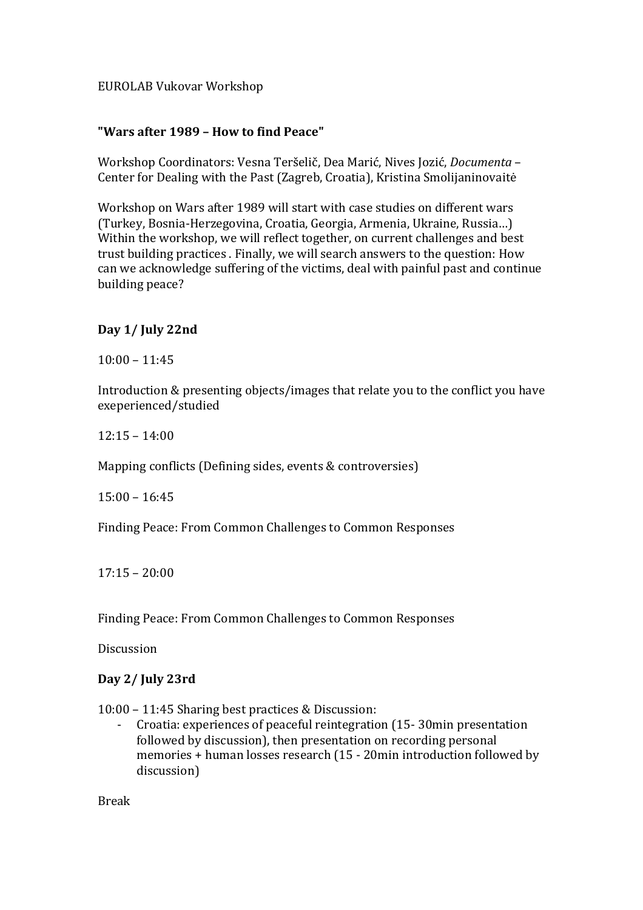EUROLAB Vukovar Workshop

**"Wars after 1989 – How to find Peace"**

Workshop Coordinators: Vesna Teršelič, Dea Marić, Nives Jozić, *Documenta* – Center for Dealing with the Past (Zagreb, Croatia), Kristina Smolijaninovaitė

Workshop on Wars after 1989 will start with case studies on different wars (Turkey, Bosnia-Herzegovina, Croatia, Georgia, Armenia, Ukraine, Russia…) Within the workshop, we will reflect together, on current challenges and best trust building practices . Finally, we will search answers to the question: How can we acknowledge suffering of the victims, deal with painful past and continue building peace?

**Day 1/ July 22nd**

10:00 – 11:45

Introduction & presenting objects/images that relate you to the conflict you have exeperienced/studied

12:15 – 14:00

Mapping conflicts (Defining sides, events & controversies)

15:00 – 16:45

Finding Peace: From Common Challenges to Common Responses

17:15 – 20:00

Finding Peace: From Common Challenges to Common Responses

Discussion

**Day 2/ July 23rd**

10:00 – 11:45 Sharing best practices & Discussion:

- Croatia: experiences of peaceful reintegration (15- 30min presentation followed by discussion), then presentation on recording personal memories + human losses research (15 - 20min introduction followed by discussion)

Break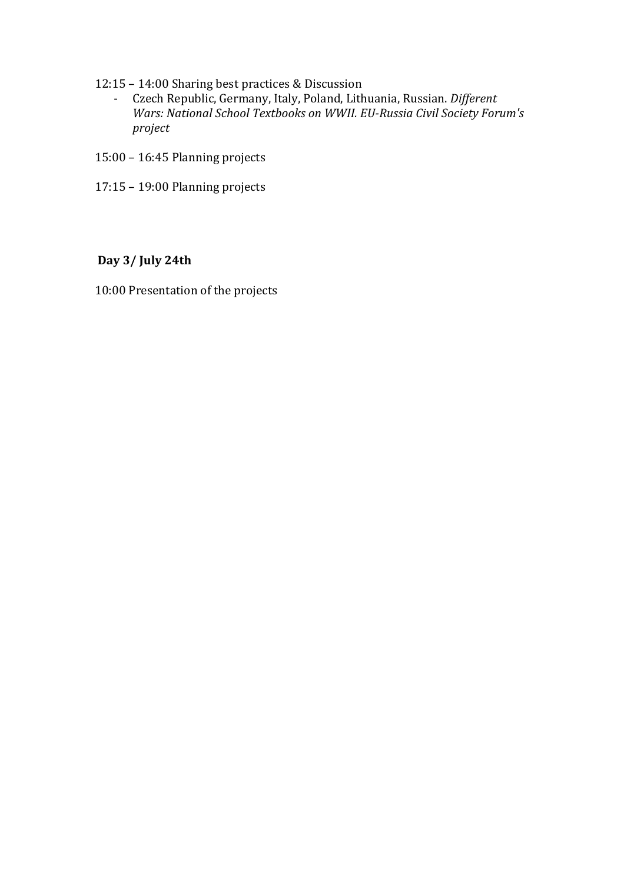12:15 – 14:00 Sharing best practices & Discussion

- Czech Republic, Germany, Italy, Poland, Lithuania, Russian. *Different Wars: National School Textbooks on WWII. EU-Russia Civil Society Forum's project*

15:00 – 16:45 Planning projects

17:15 – 19:00 Planning projects

**Day 3/ July 24th**

10:00 Presentation of the projects